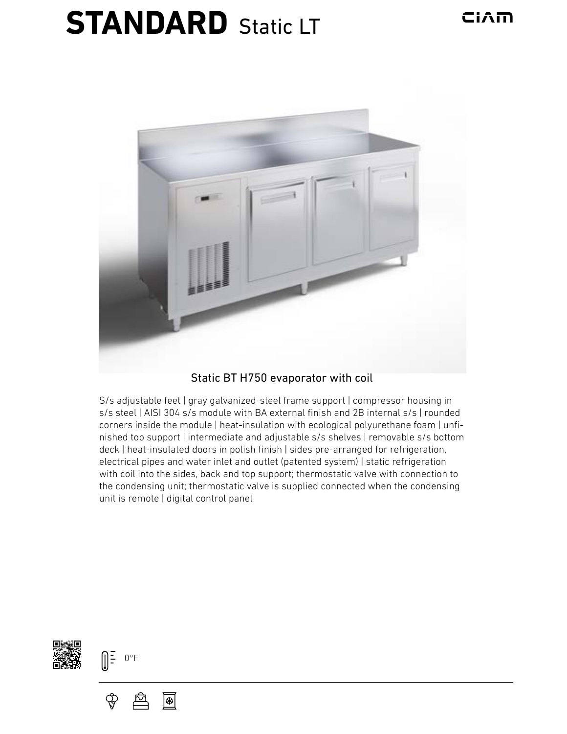# **STANDARD** Static LT

Static BT H750 evaporator with coil

S/s adjustable feet | gray galvanized-steel frame support | compressor housing in s/s steel | AISI 304 s/s module with BA external finish and 2B internal s/s | rounded corners inside the module | heat-insulation with ecological polyurethane foam | unfinished top support | intermediate and adjustable s/s shelves | removable s/s bottom deck | heat-insulated doors in polish finish | sides pre-arranged for refrigeration, electrical pipes and water inlet and outlet (patented system) | static refrigeration with coil into the sides, back and top support; thermostatic valve with connection to the condensing unit; thermostatic valve is supplied connected when the condensing unit is remote | digital control panel

0°F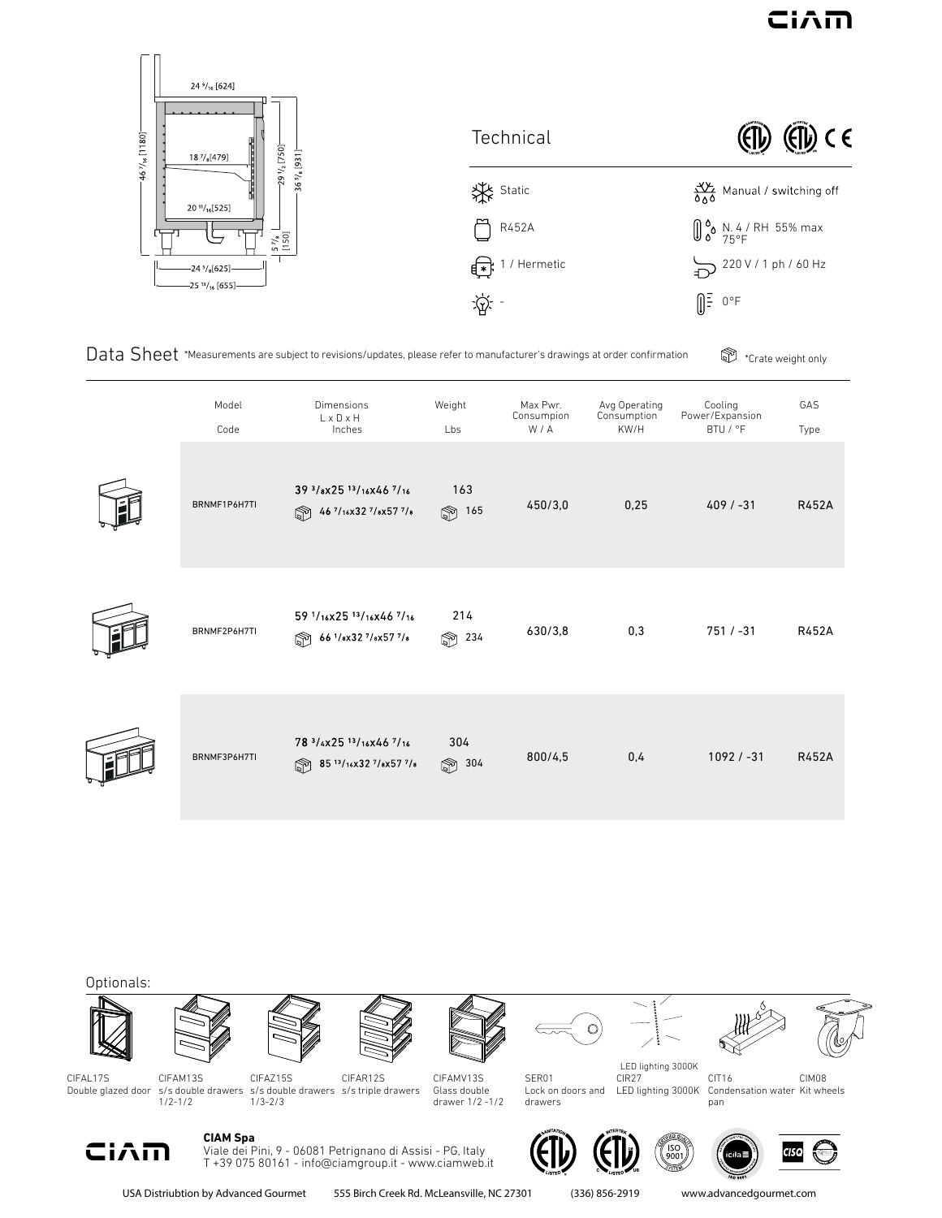24 $^{9}/_{16}$ [624]

46 $^{7}/_{16}$ [1180]

18 $^{7}/_{8}$[479]

29 $^{1}/_{2}$ [750]

36 $^{5}/_{8}$ [931]

20 $^{11}/_{16}$[525]

5 $^{7}/_{8}$ [150]

24 $^{5}/_{8}$[625]

25 $^{13}/_{16}$ [655]

## Technical

| | |
|---|---|
| Static | Manual / switching off |
| R452A | N. 4 / RH 55% max 75°F |
| 1 / Hermetic | 220 V / 1 ph / 60 Hz |
| - | 0°F |

## Data Sheet

*Measurements are subject to revisions/updates, please refer to manufacturer's drawings at order confirmation

*Crate weight only

| Model / Code | Dimensions L x D x H / Inches | Weight / Lbs | Max Pwr. Consumpion / W / A | Avg Operating Consumption / KW/H | Cooling Power/Expansion / BTU / °F | GAS / Type |
|---|---|---|---|---|---|---|
| BRNMF1P6H7TI | 39 $^{3}/_{8}$x25 $^{13}/_{16}$x46 $^{7}/_{16}$ / 46 $^{7}/_{16}$x32 $^{7}/_{8}$x57 $^{7}/_{8}$ | 163 / 165 | 450/3,0 | 0,25 | 409 / -31 | R452A |
| BRNMF2P6H7TI | 59 $^{1}/_{16}$x25 $^{13}/_{16}$x46 $^{7}/_{16}$ / 66 $^{1}/_{8}$x32 $^{7}/_{8}$x57 $^{7}/_{8}$ | 214 / 234 | 630/3,8 | 0,3 | 751 / -31 | R452A |
| BRNMF3P6H7TI | 78 $^{3}/_{4}$x25 $^{13}/_{16}$x46 $^{7}/_{16}$ / 85 $^{13}/_{16}$x32 $^{7}/_{8}$x57 $^{7}/_{8}$ | 304 / 304 | 800/4,5 | 0,4 | 1092 / -31 | R452A |

Optionals:

- CIFAL17S Double glazed door
- CIFAM13S s/s double drawers 1/2-1/2
- CIFAZ15S s/s double drawers 1/3-2/3
- CIFAR12S s/s triple drawers
- CIFAMV13S Glass double drawer 1/2 -1/2
- SER01 Lock on doors and drawers
- CIR27 LED lighting 3000K
- CIT16 Condensation water pan
- CIM08 Kit wheels

**CIAM Spa**
Viale dei Pini, 9 - 06081 Petrignano di Assisi - PG, Italy
T +39 075 80161 - info@ciamgroup.it - www.ciamweb.it

USA Distriubtion by Advanced Gourmet 555 Birch Creek Rd. McLeansville, NC 27301 (336) 856-2919 www.advancedgourmet.com